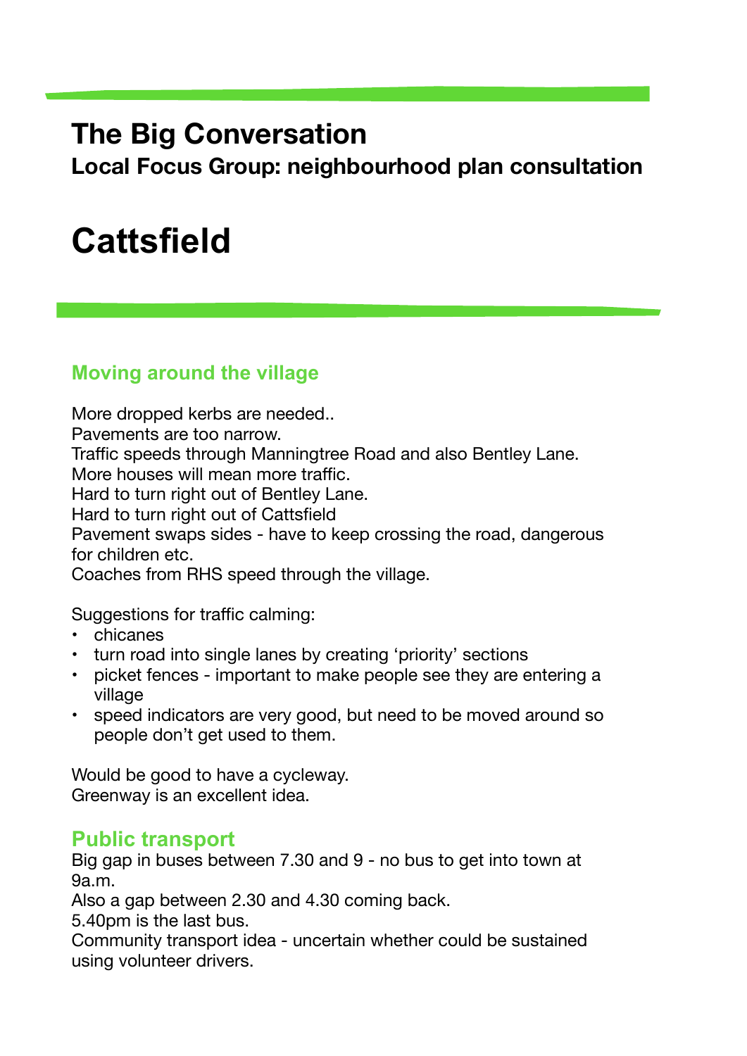# The Big Conversation

### Local Focus Group: neighbourhood plan consultation

# Cattsfield

## Moving around the village

More dropped kerbs are needed..
Pavements are too narrow.
Traffic speeds through Manningtree Road and also Bentley Lane.
More houses will mean more traffic.
Hard to turn right out of Bentley Lane.
Hard to turn right out of Cattsfield
Pavement swaps sides - have to keep crossing the road, dangerous for children etc.
Coaches from RHS speed through the village.

Suggestions for traffic calming:

- chicanes
- turn road into single lanes by creating 'priority' sections
- picket fences - important to make people see they are entering a village
- speed indicators are very good, but need to be moved around so people don't get used to them.

Would be good to have a cycleway.
Greenway is an excellent idea.

## Public transport

Big gap in buses between 7.30 and 9 - no bus to get into town at 9a.m.
Also a gap between 2.30 and 4.30 coming back.
5.40pm is the last bus.
Community transport idea - uncertain whether could be sustained using volunteer drivers.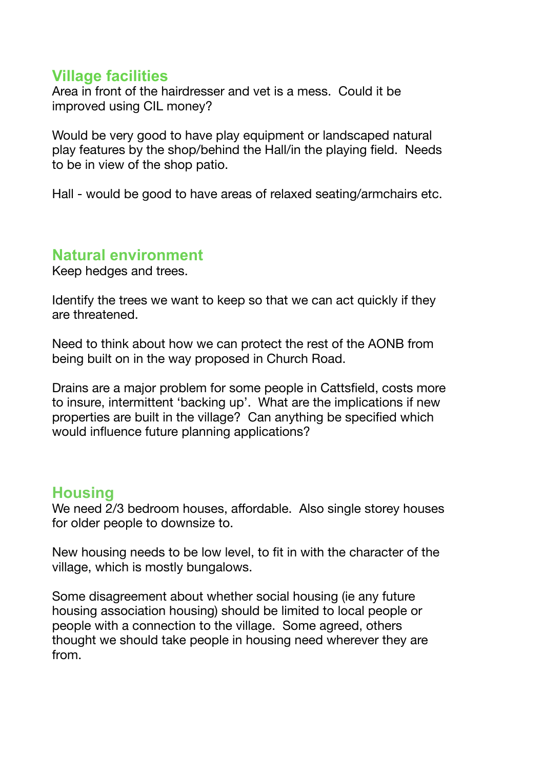## Village facilities

Area in front of the hairdresser and vet is a mess. Could it be improved using CIL money?

Would be very good to have play equipment or landscaped natural play features by the shop/behind the Hall/in the playing field. Needs to be in view of the shop patio.

Hall - would be good to have areas of relaxed seating/armchairs etc.

## Natural environment

Keep hedges and trees.

Identify the trees we want to keep so that we can act quickly if they are threatened.

Need to think about how we can protect the rest of the AONB from being built on in the way proposed in Church Road.

Drains are a major problem for some people in Cattsfield, costs more to insure, intermittent 'backing up'. What are the implications if new properties are built in the village? Can anything be specified which would influence future planning applications?

## Housing

We need 2/3 bedroom houses, affordable. Also single storey houses for older people to downsize to.

New housing needs to be low level, to fit in with the character of the village, which is mostly bungalows.

Some disagreement about whether social housing (ie any future housing association housing) should be limited to local people or people with a connection to the village. Some agreed, others thought we should take people in housing need wherever they are from.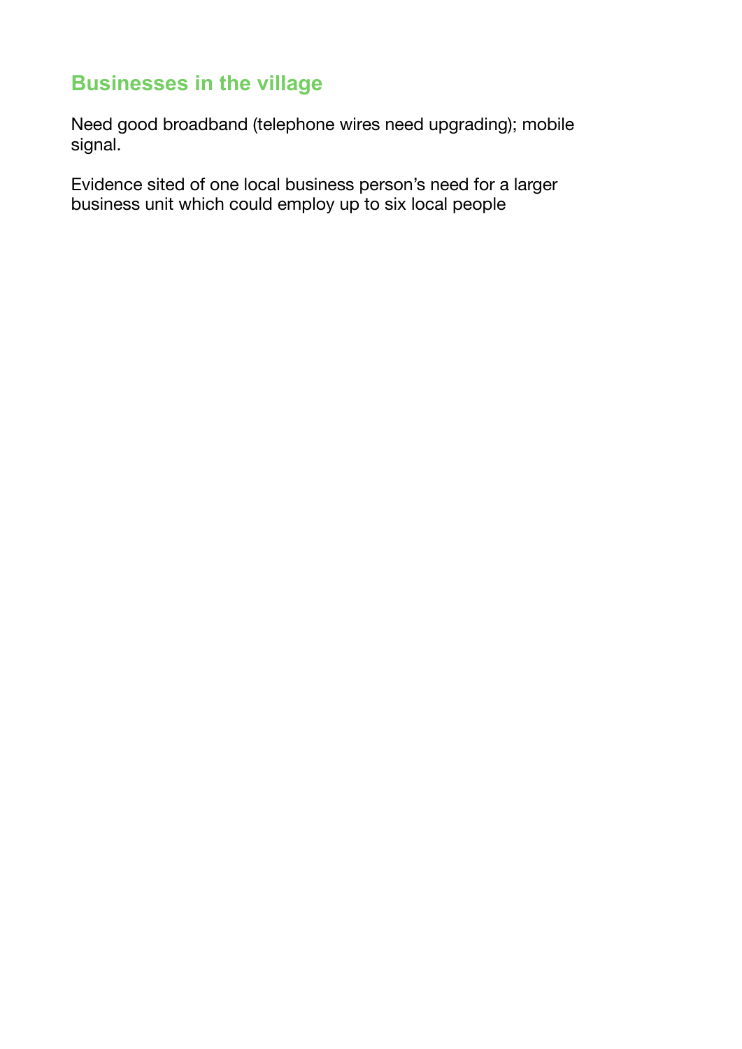## Businesses in the village

Need good broadband (telephone wires need upgrading); mobile signal.

Evidence sited of one local business person's need for a larger business unit which could employ up to six local people